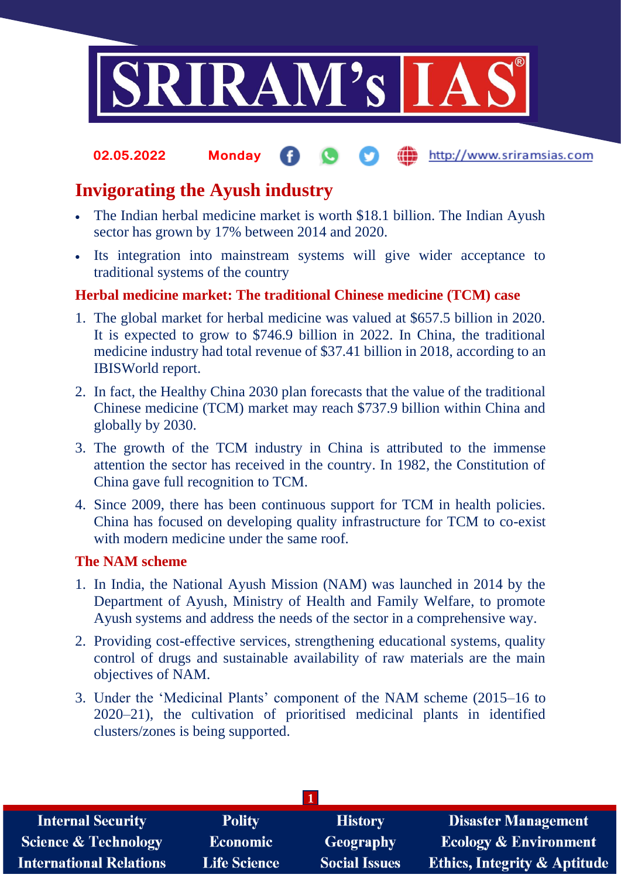# Invigorating the Ayush industry

- The Indian herbal medicine market is worth $18.1 billion. The Indian Ayush sector has grown by 17% between 2014 and 2020.
- Its integration into mainstream systems will give wider acceptance to traditional systems of the country

## Herbal medicine market: The traditional Chinese medicine (TCM) case

1. The global market for herbal medicine was valued at $657.5 billion in 2020. It is expected to grow to $746.9 billion in 2022. In China, the traditional medicine industry had total revenue of $37.41 billion in 2018, according to an IBISWorld report.
2. In fact, the Healthy China 2030 plan forecasts that the value of the traditional Chinese medicine (TCM) market may reach $737.9 billion within China and globally by 2030.
3. The growth of the TCM industry in China is attributed to the immense attention the sector has received in the country. In 1982, the Constitution of China gave full recognition to TCM.
4. Since 2009, there has been continuous support for TCM in health policies. China has focused on developing quality infrastructure for TCM to co-exist with modern medicine under the same roof.

## The NAM scheme

1. In India, the National Ayush Mission (NAM) was launched in 2014 by the Department of Ayush, Ministry of Health and Family Welfare, to promote Ayush systems and address the needs of the sector in a comprehensive way.
2. Providing cost-effective services, strengthening educational systems, quality control of drugs and sustainable availability of raw materials are the main objectives of NAM.
3. Under the 'Medicinal Plants' component of the NAM scheme (2015–16 to 2020–21), the cultivation of prioritised medicinal plants in identified clusters/zones is being supported.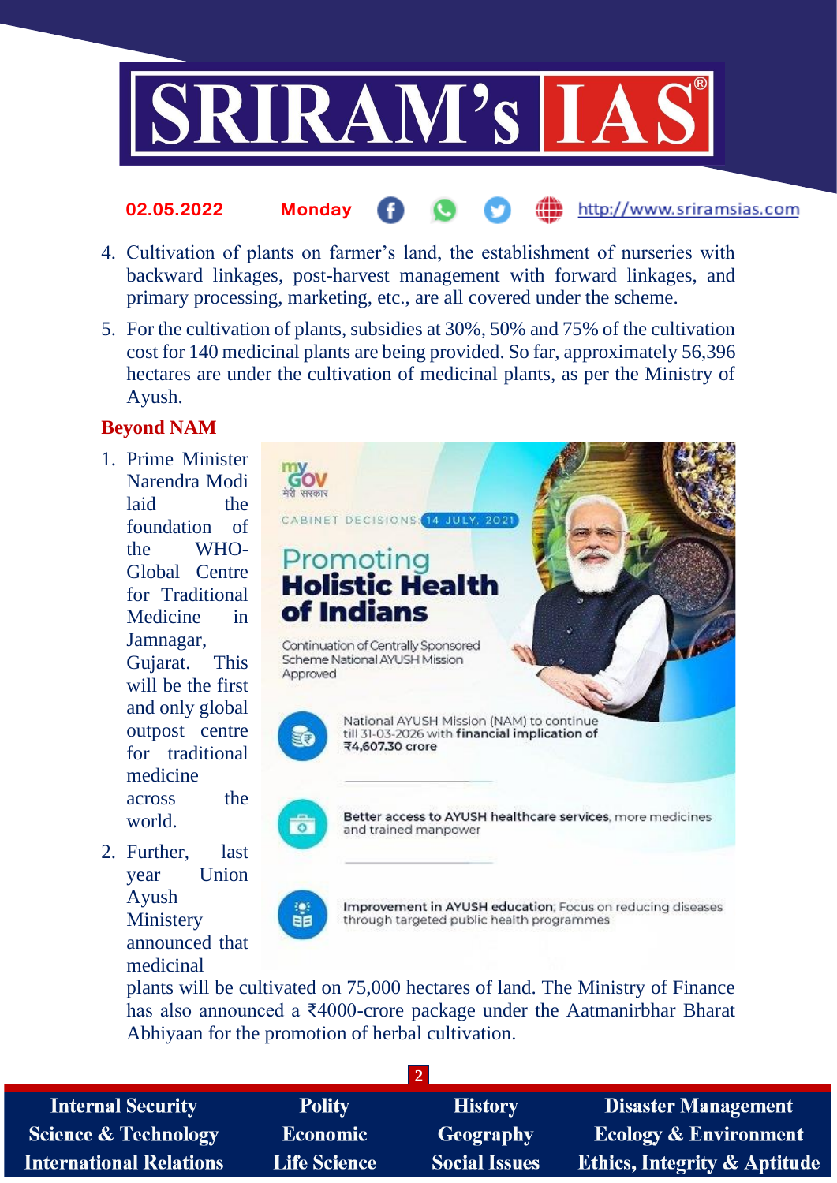4. Cultivation of plants on farmer's land, the establishment of nurseries with backward linkages, post-harvest management with forward linkages, and primary processing, marketing, etc., are all covered under the scheme.
5. For the cultivation of plants, subsidies at 30%, 50% and 75% of the cultivation cost for 140 medicinal plants are being provided. So far, approximately 56,396 hectares are under the cultivation of medicinal plants, as per the Ministry of Ayush.

## Beyond NAM

1. Prime Minister Narendra Modi laid the foundation of the WHO-Global Centre for Traditional Medicine in Jamnagar, Gujarat. This will be the first and only global outpost centre for traditional medicine across the world.
2. Further, last year Union Ayush Ministry announced that medicinal plants will be cultivated on 75,000 hectares of land. The Ministry of Finance has also announced a ₹4000-crore package under the Aatmanirbhar Bharat Abhiyaan for the promotion of herbal cultivation.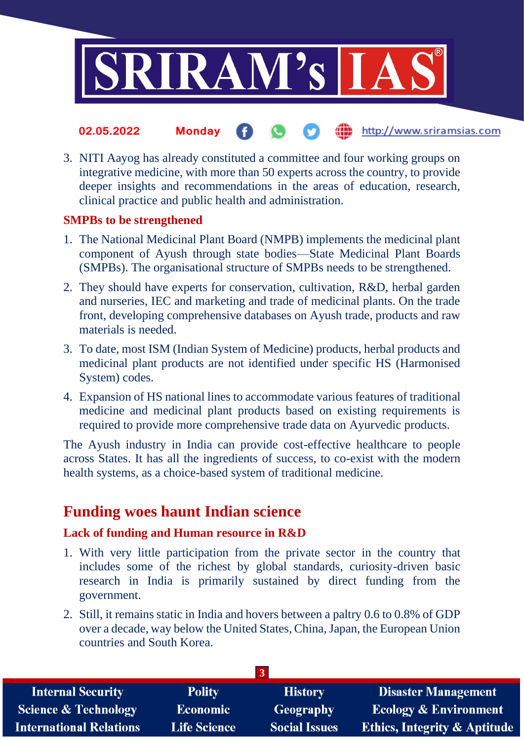3. NITI Aayog has already constituted a committee and four working groups on integrative medicine, with more than 50 experts across the country, to provide deeper insights and recommendations in the areas of education, research, clinical practice and public health and administration.

### SMPBs to be strengthened

1. The National Medicinal Plant Board (NMPB) implements the medicinal plant component of Ayush through state bodies—State Medicinal Plant Boards (SMPBs). The organisational structure of SMPBs needs to be strengthened.
2. They should have experts for conservation, cultivation, R&D, herbal garden and nurseries, IEC and marketing and trade of medicinal plants. On the trade front, developing comprehensive databases on Ayush trade, products and raw materials is needed.
3. To date, most ISM (Indian System of Medicine) products, herbal products and medicinal plant products are not identified under specific HS (Harmonised System) codes.
4. Expansion of HS national lines to accommodate various features of traditional medicine and medicinal plant products based on existing requirements is required to provide more comprehensive trade data on Ayurvedic products.

The Ayush industry in India can provide cost-effective healthcare to people across States. It has all the ingredients of success, to co-exist with the modern health systems, as a choice-based system of traditional medicine.

## Funding woes haunt Indian science

### Lack of funding and Human resource in R&D

1. With very little participation from the private sector in the country that includes some of the richest by global standards, curiosity-driven basic research in India is primarily sustained by direct funding from the government.
2. Still, it remains static in India and hovers between a paltry 0.6 to 0.8% of GDP over a decade, way below the United States, China, Japan, the European Union countries and South Korea.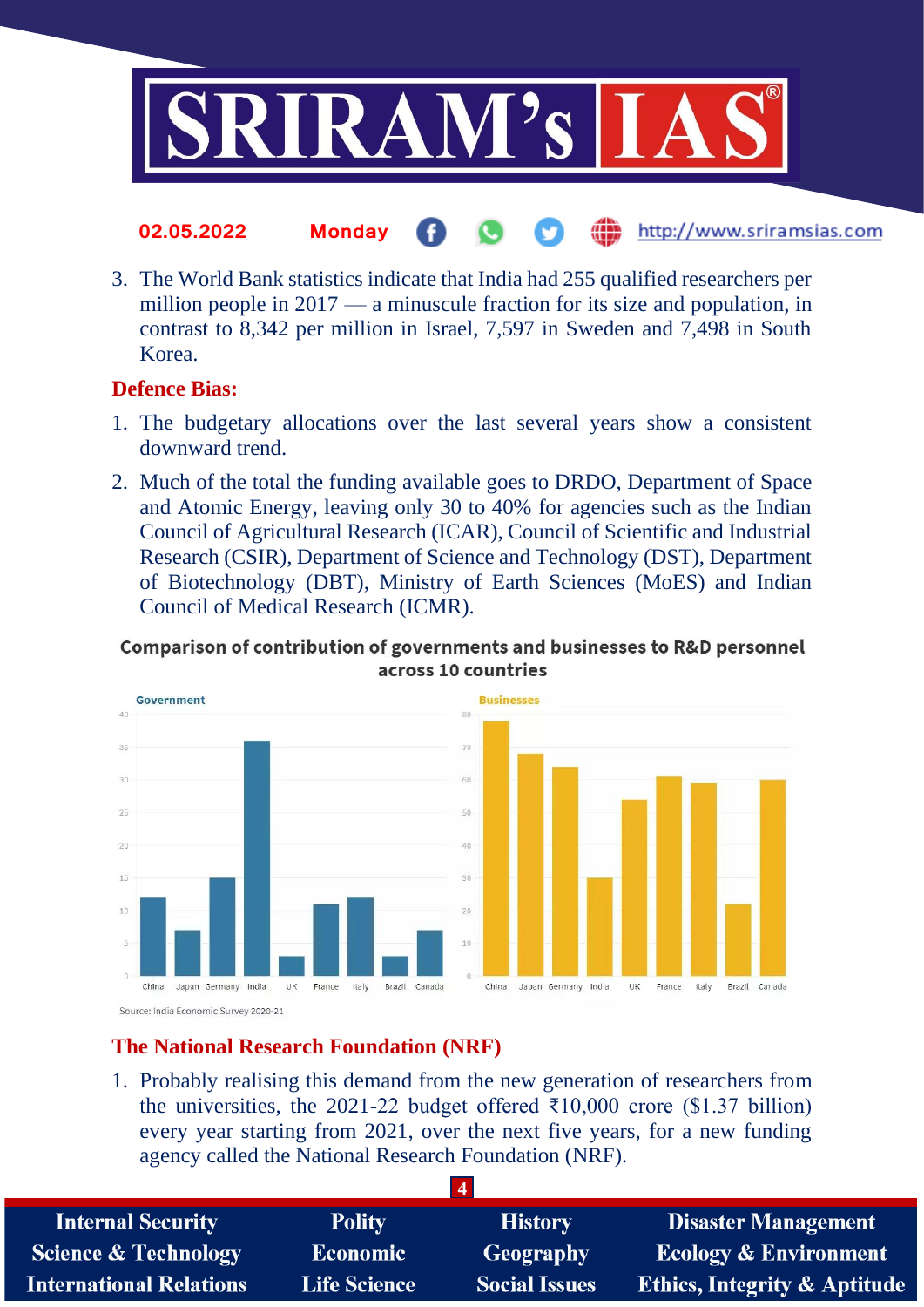3. The World Bank statistics indicate that India had 255 qualified researchers per million people in 2017 — a minuscule fraction for its size and population, in contrast to 8,342 per million in Israel, 7,597 in Sweden and 7,498 in South Korea.

**Defence Bias:**

1. The budgetary allocations over the last several years show a consistent downward trend.
2. Much of the total the funding available goes to DRDO, Department of Space and Atomic Energy, leaving only 30 to 40% for agencies such as the Indian Council of Agricultural Research (ICAR), Council of Scientific and Industrial Research (CSIR), Department of Science and Technology (DST), Department of Biotechnology (DBT), Ministry of Earth Sciences (MoES) and Indian Council of Medical Research (ICMR).

**Comparison of contribution of governments and businesses to R&D personnel across 10 countries**

Government

| Country | Value |
|---|---|
| China | 12 |
| Japan | 7 |
| Germany | 15 |
| India | 36 |
| UK | 3 |
| France | 11 |
| Italy | 12 |
| Brazil | 3 |
| Canada | 7 |

Businesses

| Country | Value |
|---|---|
| China | 78 |
| Japan | 68 |
| Germany | 64 |
| India | 30 |
| UK | 54 |
| France | 61 |
| Italy | 59 |
| Brazil | 22 |
| Canada | 60 |

Source: India Economic Survey 2020-21

**The National Research Foundation (NRF)**

1. Probably realising this demand from the new generation of researchers from the universities, the 2021-22 budget offered ₹10,000 crore ($1.37 billion) every year starting from 2021, over the next five years, for a new funding agency called the National Research Foundation (NRF).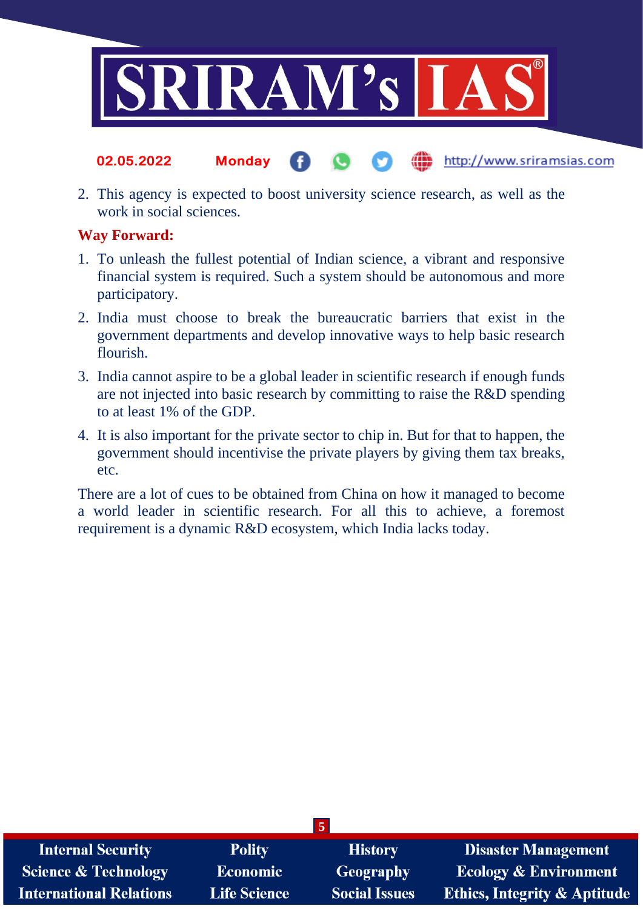2. This agency is expected to boost university science research, as well as the work in social sciences.

**Way Forward:**

1. To unleash the fullest potential of Indian science, a vibrant and responsive financial system is required. Such a system should be autonomous and more participatory.
2. India must choose to break the bureaucratic barriers that exist in the government departments and develop innovative ways to help basic research flourish.
3. India cannot aspire to be a global leader in scientific research if enough funds are not injected into basic research by committing to raise the R&D spending to at least 1% of the GDP.
4. It is also important for the private sector to chip in. But for that to happen, the government should incentivise the private players by giving them tax breaks, etc.

There are a lot of cues to be obtained from China on how it managed to become a world leader in scientific research. For all this to achieve, a foremost requirement is a dynamic R&D ecosystem, which India lacks today.